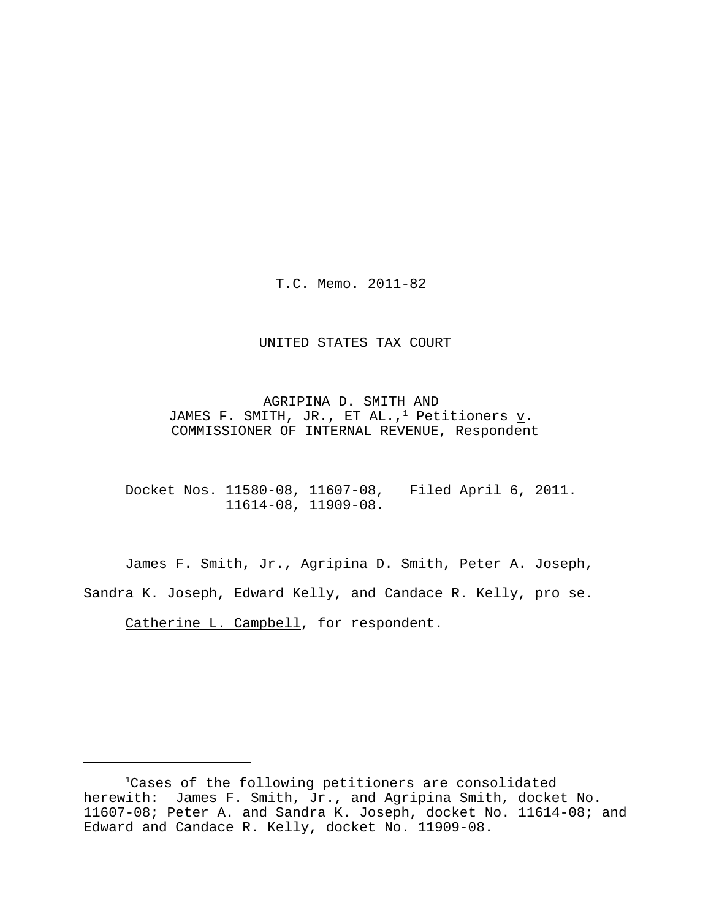T.C. Memo. 2011-82

UNITED STATES TAX COURT

AGRIPINA D. SMITH AND
JAMES F. SMITH, JR., ET AL.,[1] Petitioners v.
COMMISSIONER OF INTERNAL REVENUE, Respondent

Docket Nos. 11580-08, 11607-08, 11614-08, 11909-08. Filed April 6, 2011.

James F. Smith, Jr., Agripina D. Smith, Peter A. Joseph, Sandra K. Joseph, Edward Kelly, and Candace R. Kelly, pro se.

Catherine L. Campbell, for respondent.

---

[1]Cases of the following petitioners are consolidated herewith: James F. Smith, Jr., and Agripina Smith, docket No. 11607-08; Peter A. and Sandra K. Joseph, docket No. 11614-08; and Edward and Candace R. Kelly, docket No. 11909-08.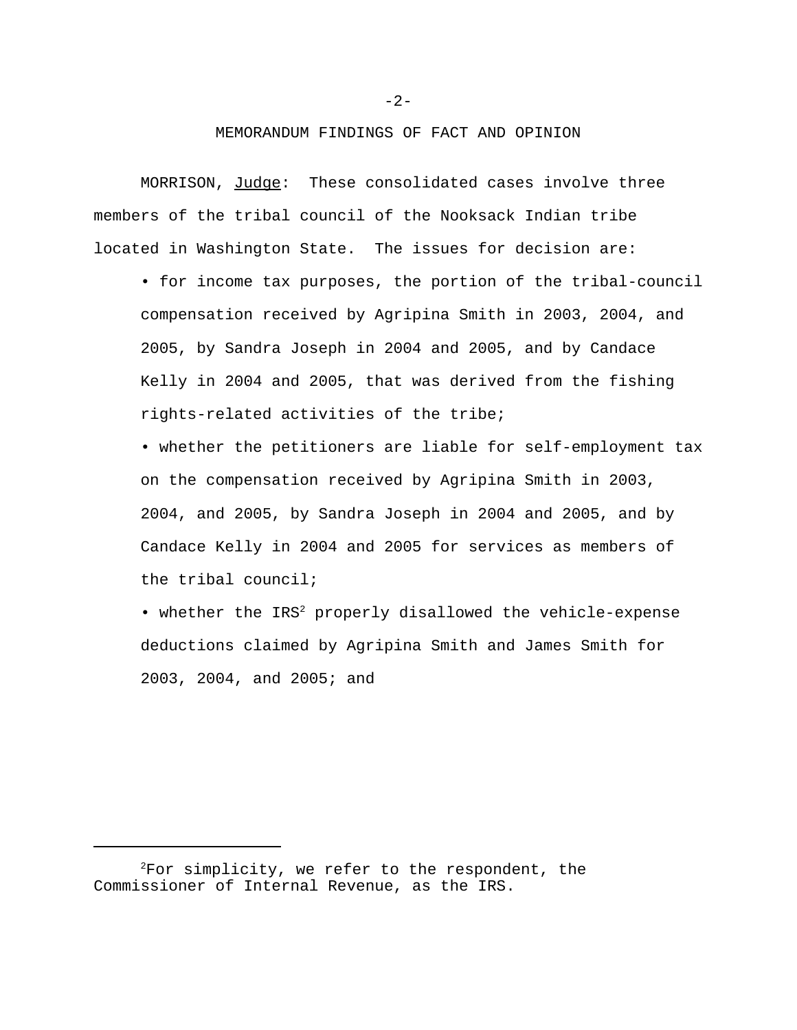## MEMORANDUM FINDINGS OF FACT AND OPINION

MORRISON, Judge: These consolidated cases involve three members of the tribal council of the Nooksack Indian tribe located in Washington State. The issues for decision are:

- for income tax purposes, the portion of the tribal-council compensation received by Agripina Smith in 2003, 2004, and 2005, by Sandra Joseph in 2004 and 2005, and by Candace Kelly in 2004 and 2005, that was derived from the fishing rights-related activities of the tribe;
- whether the petitioners are liable for self-employment tax on the compensation received by Agripina Smith in 2003, 2004, and 2005, by Sandra Joseph in 2004 and 2005, and by Candace Kelly in 2004 and 2005 for services as members of the tribal council;
- whether the IRS[2] properly disallowed the vehicle-expense deductions claimed by Agripina Smith and James Smith for 2003, 2004, and 2005; and

---

[2]For simplicity, we refer to the respondent, the Commissioner of Internal Revenue, as the IRS.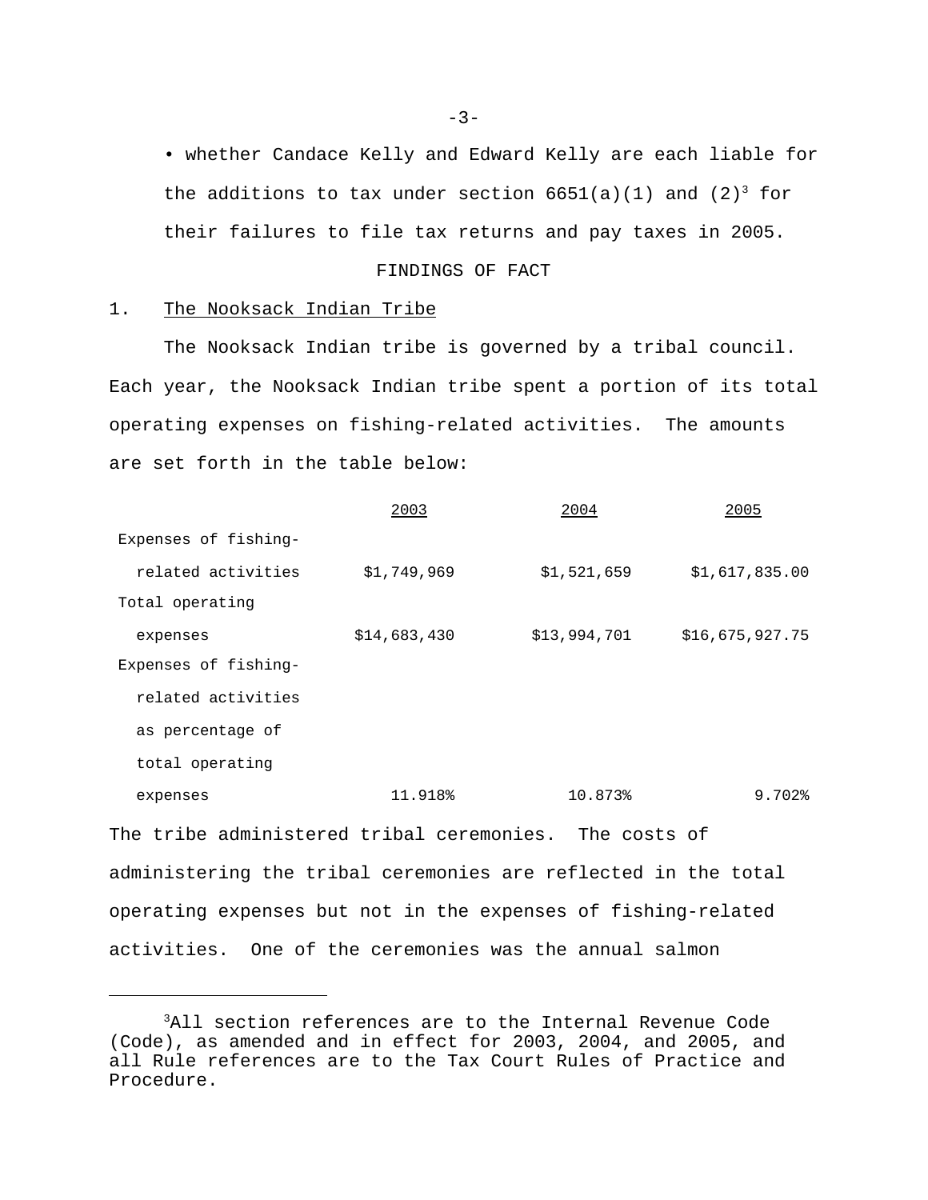- whether Candace Kelly and Edward Kelly are each liable for the additions to tax under section 6651(a)(1) and (2)[3] for their failures to file tax returns and pay taxes in 2005.

FINDINGS OF FACT

1. The Nooksack Indian Tribe

The Nooksack Indian tribe is governed by a tribal council. Each year, the Nooksack Indian tribe spent a portion of its total operating expenses on fishing-related activities. The amounts are set forth in the table below:

| | 2003 | 2004 | 2005 |
|---|---|---|---|
| Expenses of fishing-related activities | $1,749,969 | $1,521,659 | $1,617,835.00 |
| Total operating expenses | $14,683,430 | $13,994,701 | $16,675,927.75 |
| Expenses of fishing-related activities as percentage of total operating expenses | 11.918% | 10.873% | 9.702% |

The tribe administered tribal ceremonies. The costs of administering the tribal ceremonies are reflected in the total operating expenses but not in the expenses of fishing-related activities. One of the ceremonies was the annual salmon

---

[3]All section references are to the Internal Revenue Code (Code), as amended and in effect for 2003, 2004, and 2005, and all Rule references are to the Tax Court Rules of Practice and Procedure.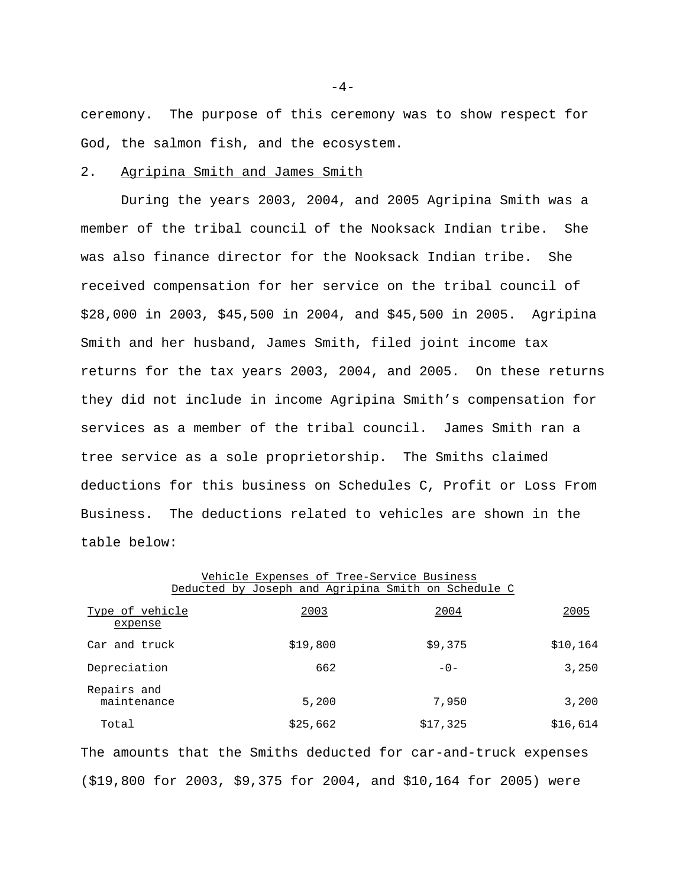ceremony. The purpose of this ceremony was to show respect for God, the salmon fish, and the ecosystem.

2. Agripina Smith and James Smith

During the years 2003, 2004, and 2005 Agripina Smith was a member of the tribal council of the Nooksack Indian tribe. She was also finance director for the Nooksack Indian tribe. She received compensation for her service on the tribal council of $28,000 in 2003, $45,500 in 2004, and $45,500 in 2005. Agripina Smith and her husband, James Smith, filed joint income tax returns for the tax years 2003, 2004, and 2005. On these returns they did not include in income Agripina Smith's compensation for services as a member of the tribal council. James Smith ran a tree service as a sole proprietorship. The Smiths claimed deductions for this business on Schedules C, Profit or Loss From Business. The deductions related to vehicles are shown in the table below:

Vehicle Expenses of Tree-Service Business
Deducted by Joseph and Agripina Smith on Schedule C

| Type of vehicle expense | 2003 | 2004 | 2005 |
|---|---|---|---|
| Car and truck | $19,800 | $9,375 | $10,164 |
| Depreciation | 662 | -0- | 3,250 |
| Repairs and maintenance | 5,200 | 7,950 | 3,200 |
| Total | $25,662 | $17,325 | $16,614 |

The amounts that the Smiths deducted for car-and-truck expenses ($19,800 for 2003, $9,375 for 2004, and $10,164 for 2005) were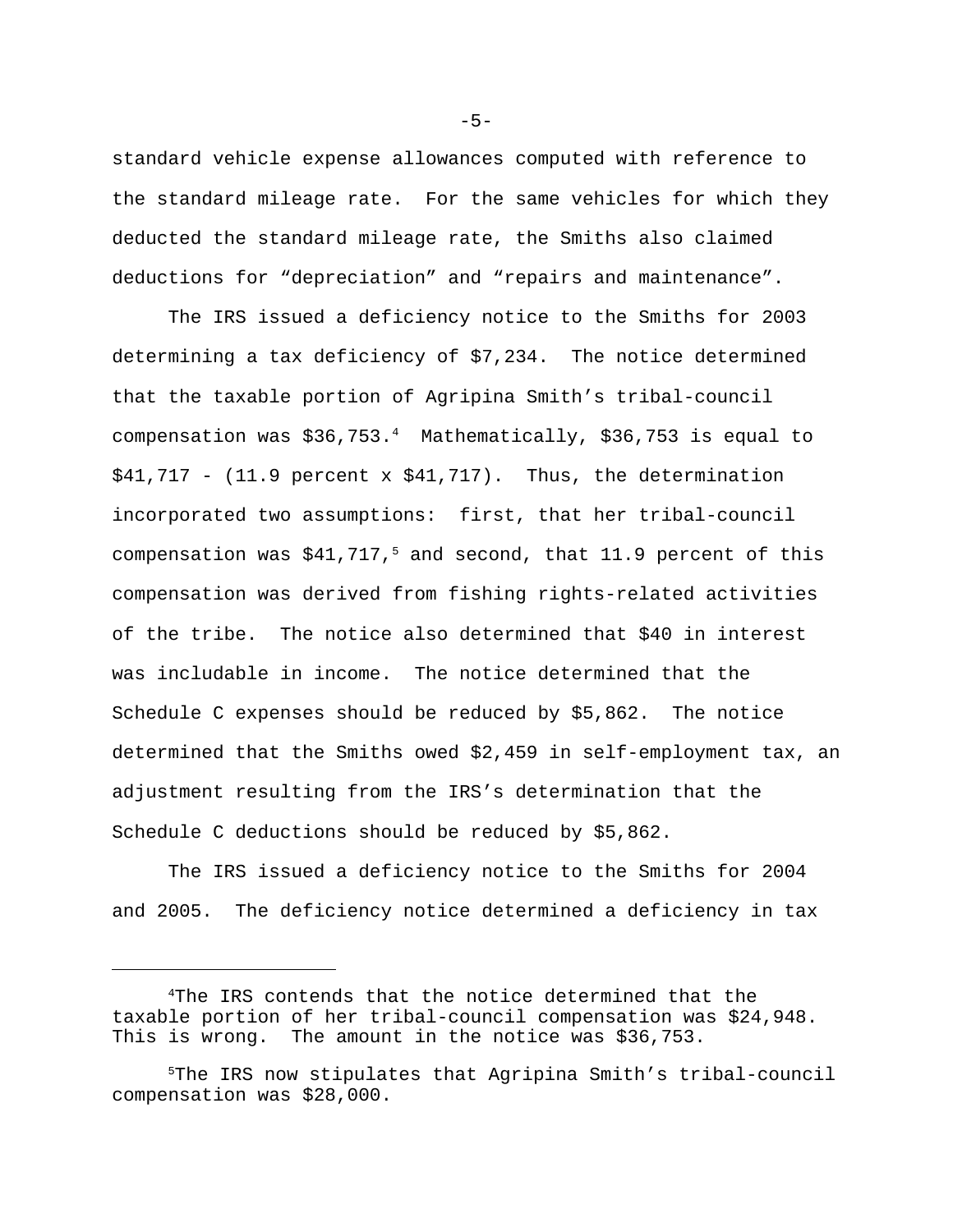standard vehicle expense allowances computed with reference to the standard mileage rate. For the same vehicles for which they deducted the standard mileage rate, the Smiths also claimed deductions for "depreciation" and "repairs and maintenance".

The IRS issued a deficiency notice to the Smiths for 2003 determining a tax deficiency of $7,234. The notice determined that the taxable portion of Agripina Smith's tribal-council compensation was $36,753.[4] Mathematically, $36,753 is equal to $41,717 - (11.9 percent x $41,717). Thus, the determination incorporated two assumptions: first, that her tribal-council compensation was $41,717,[5] and second, that 11.9 percent of this compensation was derived from fishing rights-related activities of the tribe. The notice also determined that $40 in interest was includable in income. The notice determined that the Schedule C expenses should be reduced by $5,862. The notice determined that the Smiths owed $2,459 in self-employment tax, an adjustment resulting from the IRS's determination that the Schedule C deductions should be reduced by $5,862.

The IRS issued a deficiency notice to the Smiths for 2004 and 2005. The deficiency notice determined a deficiency in tax

---

[4]The IRS contends that the notice determined that the taxable portion of her tribal-council compensation was $24,948. This is wrong. The amount in the notice was $36,753.

[5]The IRS now stipulates that Agripina Smith's tribal-council compensation was $28,000.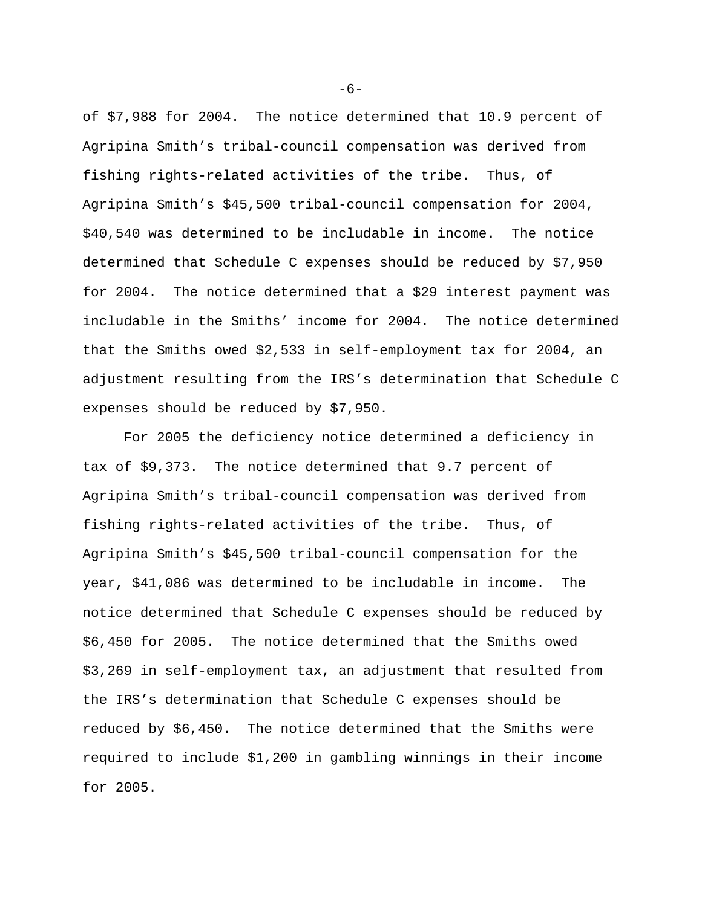of $7,988 for 2004. The notice determined that 10.9 percent of Agripina Smith's tribal-council compensation was derived from fishing rights-related activities of the tribe. Thus, of Agripina Smith's $45,500 tribal-council compensation for 2004, $40,540 was determined to be includable in income. The notice determined that Schedule C expenses should be reduced by $7,950 for 2004. The notice determined that a $29 interest payment was includable in the Smiths' income for 2004. The notice determined that the Smiths owed $2,533 in self-employment tax for 2004, an adjustment resulting from the IRS's determination that Schedule C expenses should be reduced by $7,950.

For 2005 the deficiency notice determined a deficiency in tax of $9,373. The notice determined that 9.7 percent of Agripina Smith's tribal-council compensation was derived from fishing rights-related activities of the tribe. Thus, of Agripina Smith's $45,500 tribal-council compensation for the year, $41,086 was determined to be includable in income. The notice determined that Schedule C expenses should be reduced by $6,450 for 2005. The notice determined that the Smiths owed $3,269 in self-employment tax, an adjustment that resulted from the IRS's determination that Schedule C expenses should be reduced by $6,450. The notice determined that the Smiths were required to include $1,200 in gambling winnings in their income for 2005.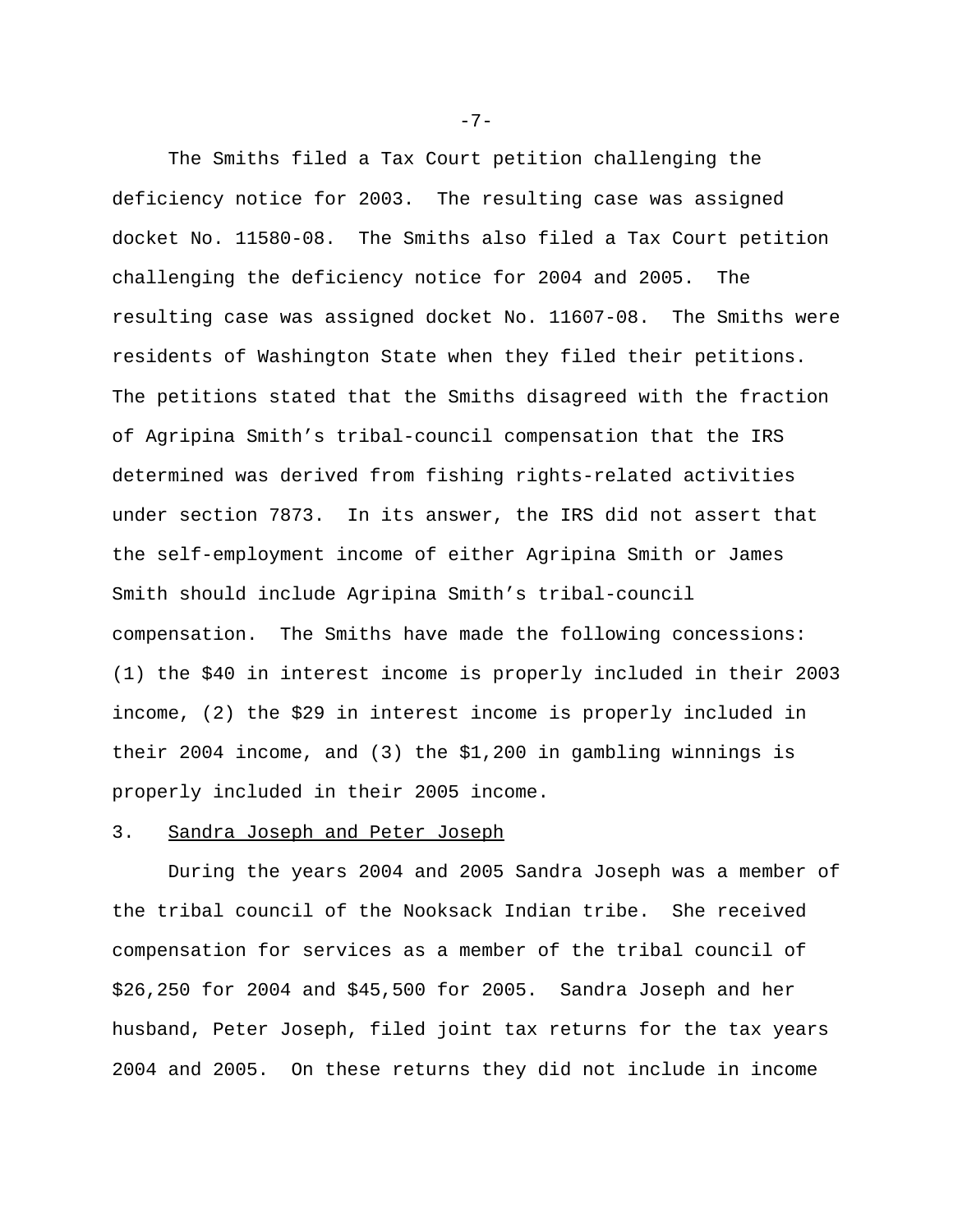The Smiths filed a Tax Court petition challenging the deficiency notice for 2003. The resulting case was assigned docket No. 11580-08. The Smiths also filed a Tax Court petition challenging the deficiency notice for 2004 and 2005. The resulting case was assigned docket No. 11607-08. The Smiths were residents of Washington State when they filed their petitions. The petitions stated that the Smiths disagreed with the fraction of Agripina Smith's tribal-council compensation that the IRS determined was derived from fishing rights-related activities under section 7873. In its answer, the IRS did not assert that the self-employment income of either Agripina Smith or James Smith should include Agripina Smith's tribal-council compensation. The Smiths have made the following concessions: (1) the $40 in interest income is properly included in their 2003 income, (2) the $29 in interest income is properly included in their 2004 income, and (3) the $1,200 in gambling winnings is properly included in their 2005 income.

3. <u>Sandra Joseph and Peter Joseph</u>

During the years 2004 and 2005 Sandra Joseph was a member of the tribal council of the Nooksack Indian tribe. She received compensation for services as a member of the tribal council of $26,250 for 2004 and $45,500 for 2005. Sandra Joseph and her husband, Peter Joseph, filed joint tax returns for the tax years 2004 and 2005. On these returns they did not include in income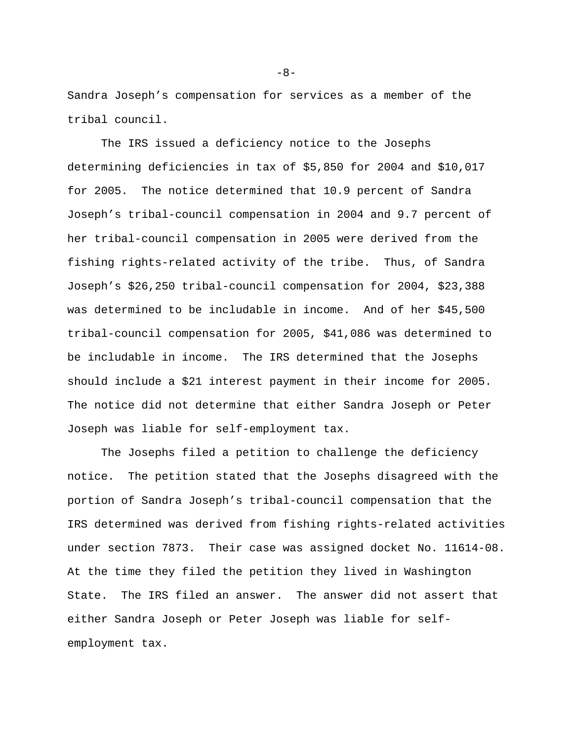Sandra Joseph’s compensation for services as a member of the tribal council.

The IRS issued a deficiency notice to the Josephs determining deficiencies in tax of $5,850 for 2004 and $10,017 for 2005. The notice determined that 10.9 percent of Sandra Joseph’s tribal-council compensation in 2004 and 9.7 percent of her tribal-council compensation in 2005 were derived from the fishing rights-related activity of the tribe. Thus, of Sandra Joseph’s $26,250 tribal-council compensation for 2004, $23,388 was determined to be includable in income. And of her $45,500 tribal-council compensation for 2005, $41,086 was determined to be includable in income. The IRS determined that the Josephs should include a $21 interest payment in their income for 2005. The notice did not determine that either Sandra Joseph or Peter Joseph was liable for self-employment tax.

The Josephs filed a petition to challenge the deficiency notice. The petition stated that the Josephs disagreed with the portion of Sandra Joseph’s tribal-council compensation that the IRS determined was derived from fishing rights-related activities under section 7873. Their case was assigned docket No. 11614-08. At the time they filed the petition they lived in Washington State. The IRS filed an answer. The answer did not assert that either Sandra Joseph or Peter Joseph was liable for self-employment tax.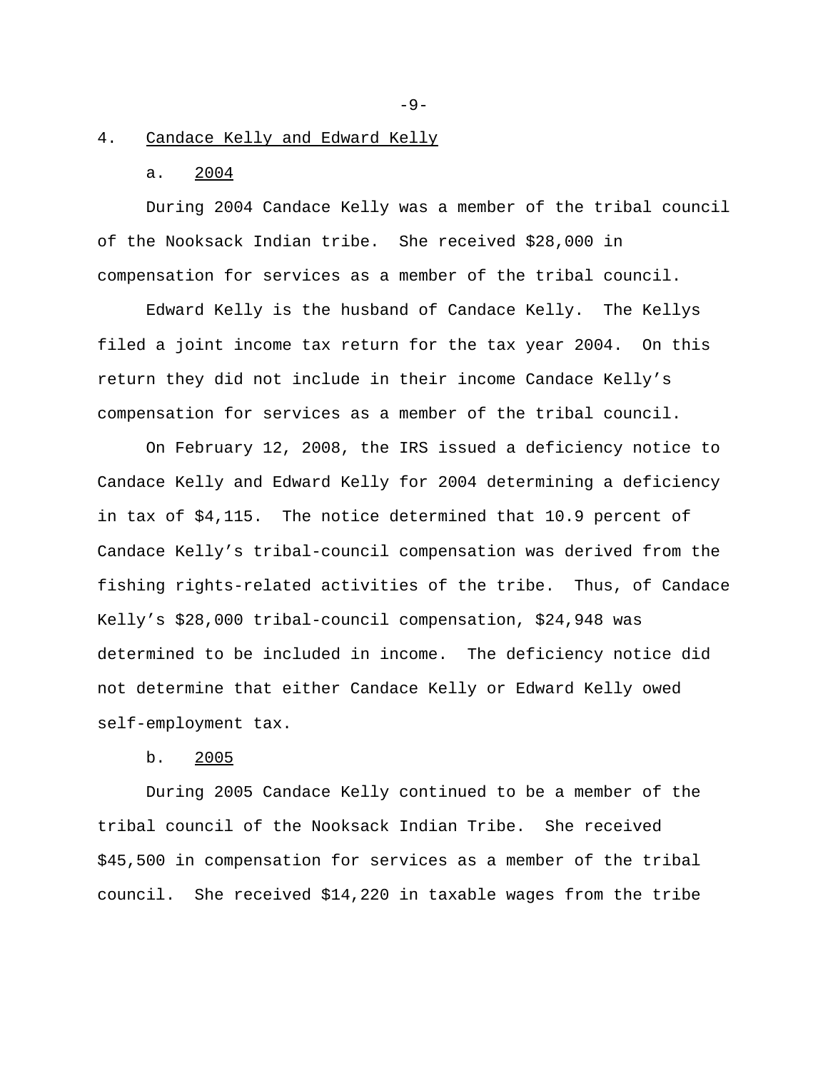4. Candace Kelly and Edward Kelly

a. 2004

During 2004 Candace Kelly was a member of the tribal council of the Nooksack Indian tribe. She received $28,000 in compensation for services as a member of the tribal council.

Edward Kelly is the husband of Candace Kelly. The Kellys filed a joint income tax return for the tax year 2004. On this return they did not include in their income Candace Kelly's compensation for services as a member of the tribal council.

On February 12, 2008, the IRS issued a deficiency notice to Candace Kelly and Edward Kelly for 2004 determining a deficiency in tax of $4,115. The notice determined that 10.9 percent of Candace Kelly's tribal-council compensation was derived from the fishing rights-related activities of the tribe. Thus, of Candace Kelly's $28,000 tribal-council compensation, $24,948 was determined to be included in income. The deficiency notice did not determine that either Candace Kelly or Edward Kelly owed self-employment tax.

b. 2005

During 2005 Candace Kelly continued to be a member of the tribal council of the Nooksack Indian Tribe. She received $45,500 in compensation for services as a member of the tribal council. She received $14,220 in taxable wages from the tribe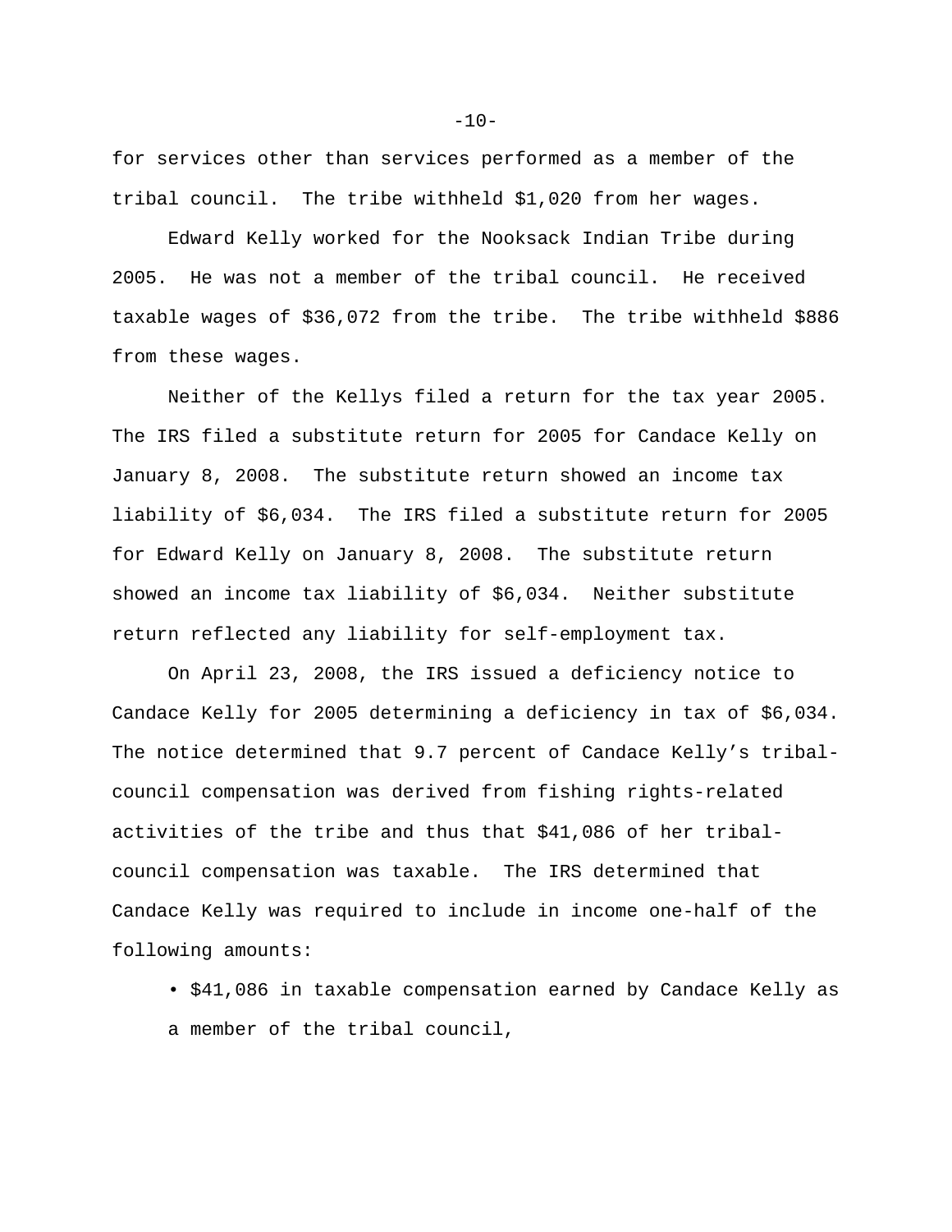for services other than services performed as a member of the tribal council. The tribe withheld $1,020 from her wages.

Edward Kelly worked for the Nooksack Indian Tribe during 2005. He was not a member of the tribal council. He received taxable wages of $36,072 from the tribe. The tribe withheld $886 from these wages.

Neither of the Kellys filed a return for the tax year 2005. The IRS filed a substitute return for 2005 for Candace Kelly on January 8, 2008. The substitute return showed an income tax liability of $6,034. The IRS filed a substitute return for 2005 for Edward Kelly on January 8, 2008. The substitute return showed an income tax liability of $6,034. Neither substitute return reflected any liability for self-employment tax.

On April 23, 2008, the IRS issued a deficiency notice to Candace Kelly for 2005 determining a deficiency in tax of $6,034. The notice determined that 9.7 percent of Candace Kelly's tribal-council compensation was derived from fishing rights-related activities of the tribe and thus that $41,086 of her tribal-council compensation was taxable. The IRS determined that Candace Kelly was required to include in income one-half of the following amounts:

- $41,086 in taxable compensation earned by Candace Kelly as a member of the tribal council,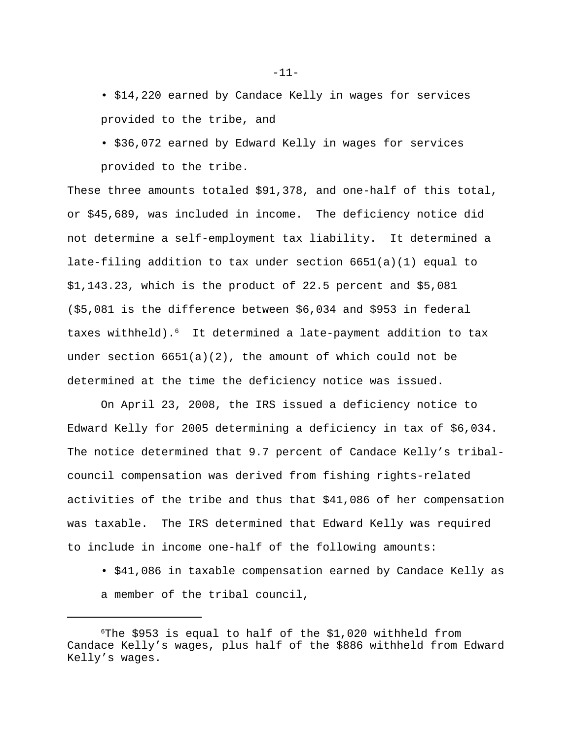- $14,220 earned by Candace Kelly in wages for services provided to the tribe, and
- $36,072 earned by Edward Kelly in wages for services provided to the tribe.

These three amounts totaled $91,378, and one-half of this total, or $45,689, was included in income. The deficiency notice did not determine a self-employment tax liability. It determined a late-filing addition to tax under section 6651(a)(1) equal to $1,143.23, which is the product of 22.5 percent and $5,081 ($5,081 is the difference between $6,034 and $953 in federal taxes withheld).[6] It determined a late-payment addition to tax under section 6651(a)(2), the amount of which could not be determined at the time the deficiency notice was issued.

On April 23, 2008, the IRS issued a deficiency notice to Edward Kelly for 2005 determining a deficiency in tax of $6,034. The notice determined that 9.7 percent of Candace Kelly's tribal-council compensation was derived from fishing rights-related activities of the tribe and thus that $41,086 of her compensation was taxable. The IRS determined that Edward Kelly was required to include in income one-half of the following amounts:

- $41,086 in taxable compensation earned by Candace Kelly as a member of the tribal council,

---

[6]The $953 is equal to half of the $1,020 withheld from Candace Kelly's wages, plus half of the $886 withheld from Edward Kelly's wages.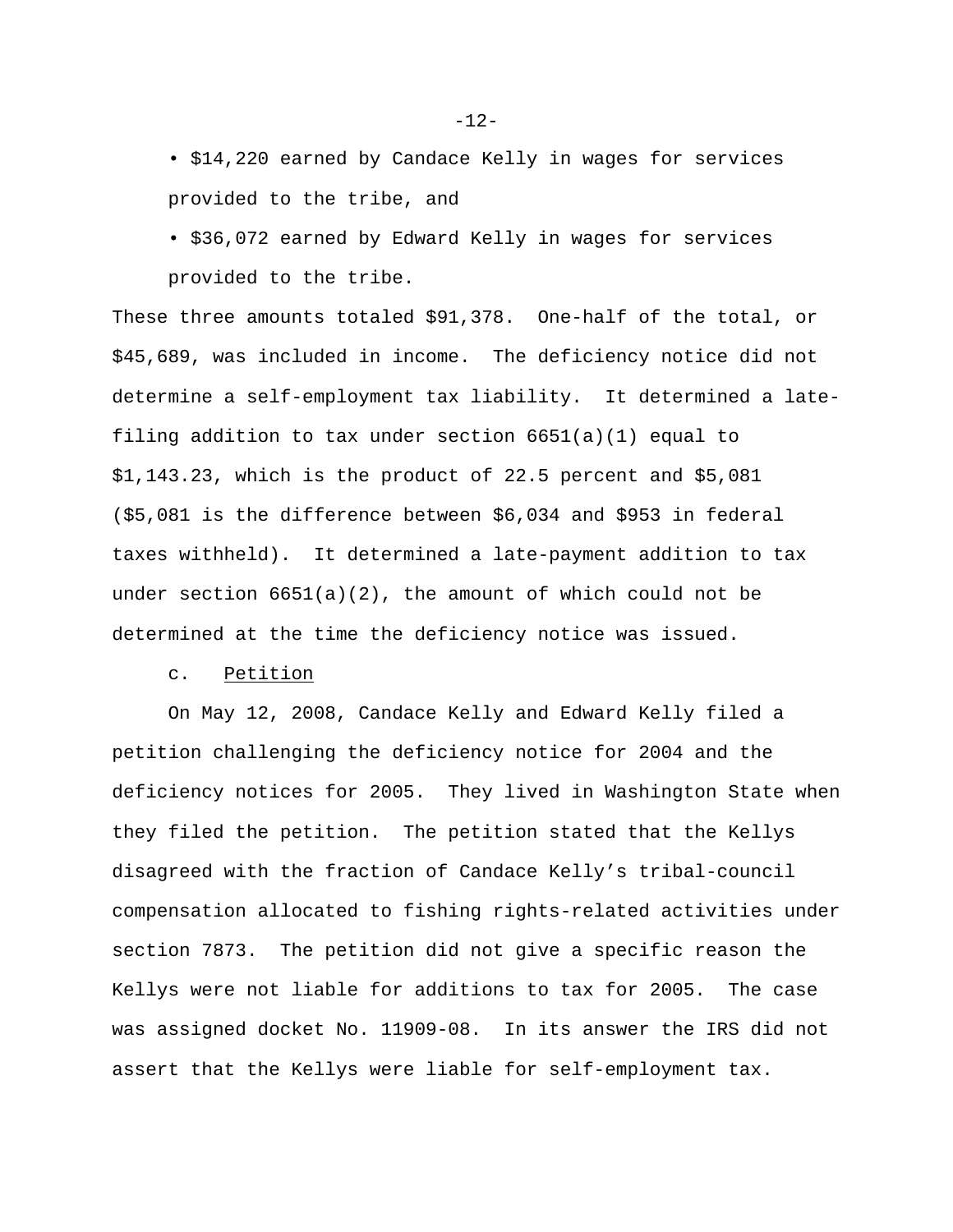- $14,220 earned by Candace Kelly in wages for services provided to the tribe, and
- $36,072 earned by Edward Kelly in wages for services provided to the tribe.

These three amounts totaled $91,378. One-half of the total, or $45,689, was included in income. The deficiency notice did not determine a self-employment tax liability. It determined a late-filing addition to tax under section 6651(a)(1) equal to $1,143.23, which is the product of 22.5 percent and $5,081 ($5,081 is the difference between $6,034 and $953 in federal taxes withheld). It determined a late-payment addition to tax under section 6651(a)(2), the amount of which could not be determined at the time the deficiency notice was issued.

c. Petition

On May 12, 2008, Candace Kelly and Edward Kelly filed a petition challenging the deficiency notice for 2004 and the deficiency notices for 2005. They lived in Washington State when they filed the petition. The petition stated that the Kellys disagreed with the fraction of Candace Kelly's tribal-council compensation allocated to fishing rights-related activities under section 7873. The petition did not give a specific reason the Kellys were not liable for additions to tax for 2005. The case was assigned docket No. 11909-08. In its answer the IRS did not assert that the Kellys were liable for self-employment tax.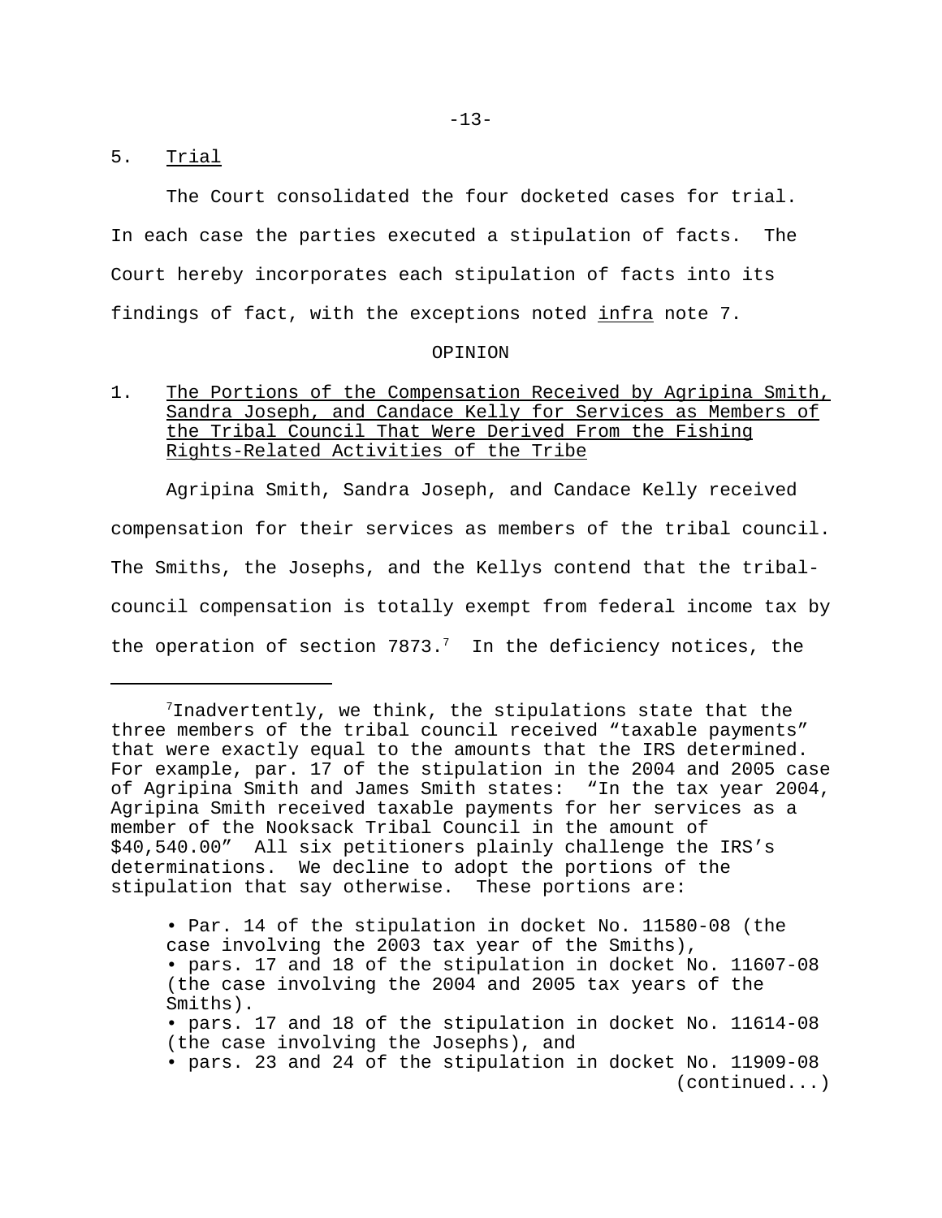5. Trial

The Court consolidated the four docketed cases for trial. In each case the parties executed a stipulation of facts. The Court hereby incorporates each stipulation of facts into its findings of fact, with the exceptions noted infra note 7.

OPINION

1. The Portions of the Compensation Received by Agripina Smith, Sandra Joseph, and Candace Kelly for Services as Members of the Tribal Council That Were Derived From the Fishing Rights-Related Activities of the Tribe

Agripina Smith, Sandra Joseph, and Candace Kelly received compensation for their services as members of the tribal council. The Smiths, the Josephs, and the Kellys contend that the tribal-council compensation is totally exempt from federal income tax by the operation of section 7873.[7] In the deficiency notices, the

---

[7]Inadvertently, we think, the stipulations state that the three members of the tribal council received "taxable payments" that were exactly equal to the amounts that the IRS determined. For example, par. 17 of the stipulation in the 2004 and 2005 case of Agripina Smith and James Smith states: "In the tax year 2004, Agripina Smith received taxable payments for her services as a member of the Nooksack Tribal Council in the amount of $40,540.00" All six petitioners plainly challenge the IRS's determinations. We decline to adopt the portions of the stipulation that say otherwise. These portions are:

- Par. 14 of the stipulation in docket No. 11580-08 (the case involving the 2003 tax year of the Smiths),
- pars. 17 and 18 of the stipulation in docket No. 11607-08 (the case involving the 2004 and 2005 tax years of the Smiths).
- pars. 17 and 18 of the stipulation in docket No. 11614-08 (the case involving the Josephs), and
- pars. 23 and 24 of the stipulation in docket No. 11909-08 (continued...)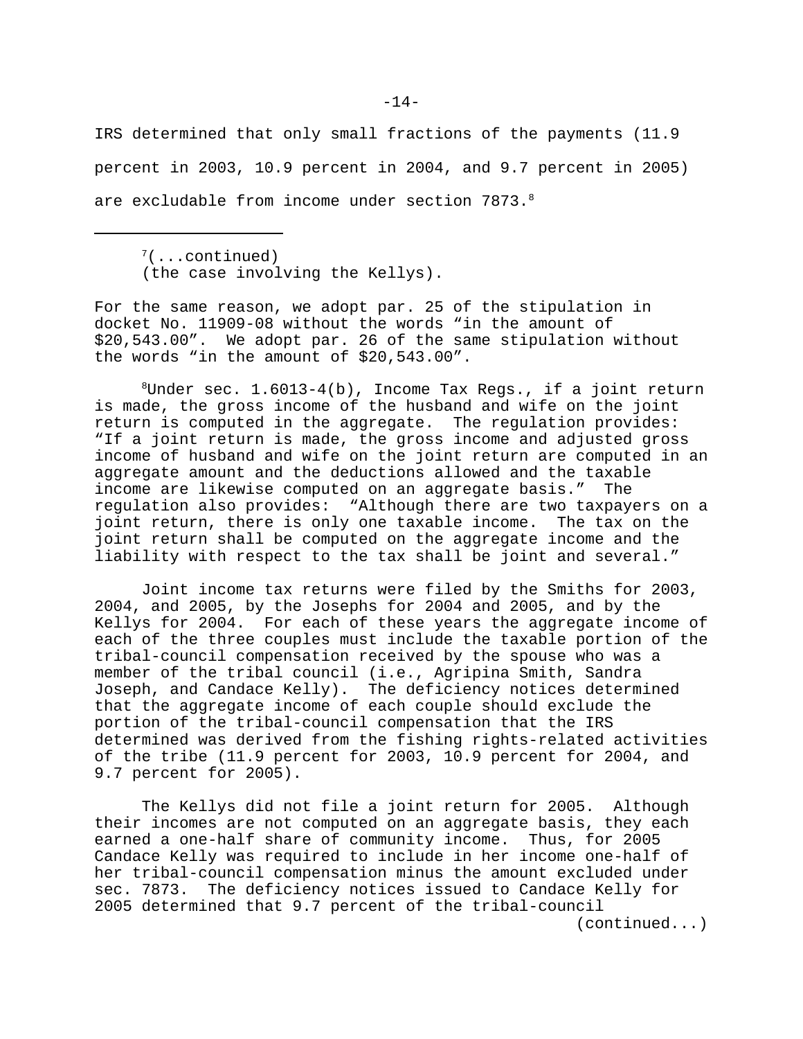IRS determined that only small fractions of the payments (11.9 percent in 2003, 10.9 percent in 2004, and 9.7 percent in 2005) are excludable from income under section 7873.[8]

---

[7](...continued)
(the case involving the Kellys).

For the same reason, we adopt par. 25 of the stipulation in docket No. 11909-08 without the words “in the amount of $20,543.00”. We adopt par. 26 of the same stipulation without the words “in the amount of $20,543.00”.

[8]Under sec. 1.6013-4(b), Income Tax Regs., if a joint return is made, the gross income of the husband and wife on the joint return is computed in the aggregate. The regulation provides: “If a joint return is made, the gross income and adjusted gross income of husband and wife on the joint return are computed in an aggregate amount and the deductions allowed and the taxable income are likewise computed on an aggregate basis.” The regulation also provides: “Although there are two taxpayers on a joint return, there is only one taxable income. The tax on the joint return shall be computed on the aggregate income and the liability with respect to the tax shall be joint and several.”

Joint income tax returns were filed by the Smiths for 2003, 2004, and 2005, by the Josephs for 2004 and 2005, and by the Kellys for 2004. For each of these years the aggregate income of each of the three couples must include the taxable portion of the tribal-council compensation received by the spouse who was a member of the tribal council (i.e., Agripina Smith, Sandra Joseph, and Candace Kelly). The deficiency notices determined that the aggregate income of each couple should exclude the portion of the tribal-council compensation that the IRS determined was derived from the fishing rights-related activities of the tribe (11.9 percent for 2003, 10.9 percent for 2004, and 9.7 percent for 2005).

The Kellys did not file a joint return for 2005. Although their incomes are not computed on an aggregate basis, they each earned a one-half share of community income. Thus, for 2005 Candace Kelly was required to include in her income one-half of her tribal-council compensation minus the amount excluded under sec. 7873. The deficiency notices issued to Candace Kelly for 2005 determined that 9.7 percent of the tribal-council

(continued...)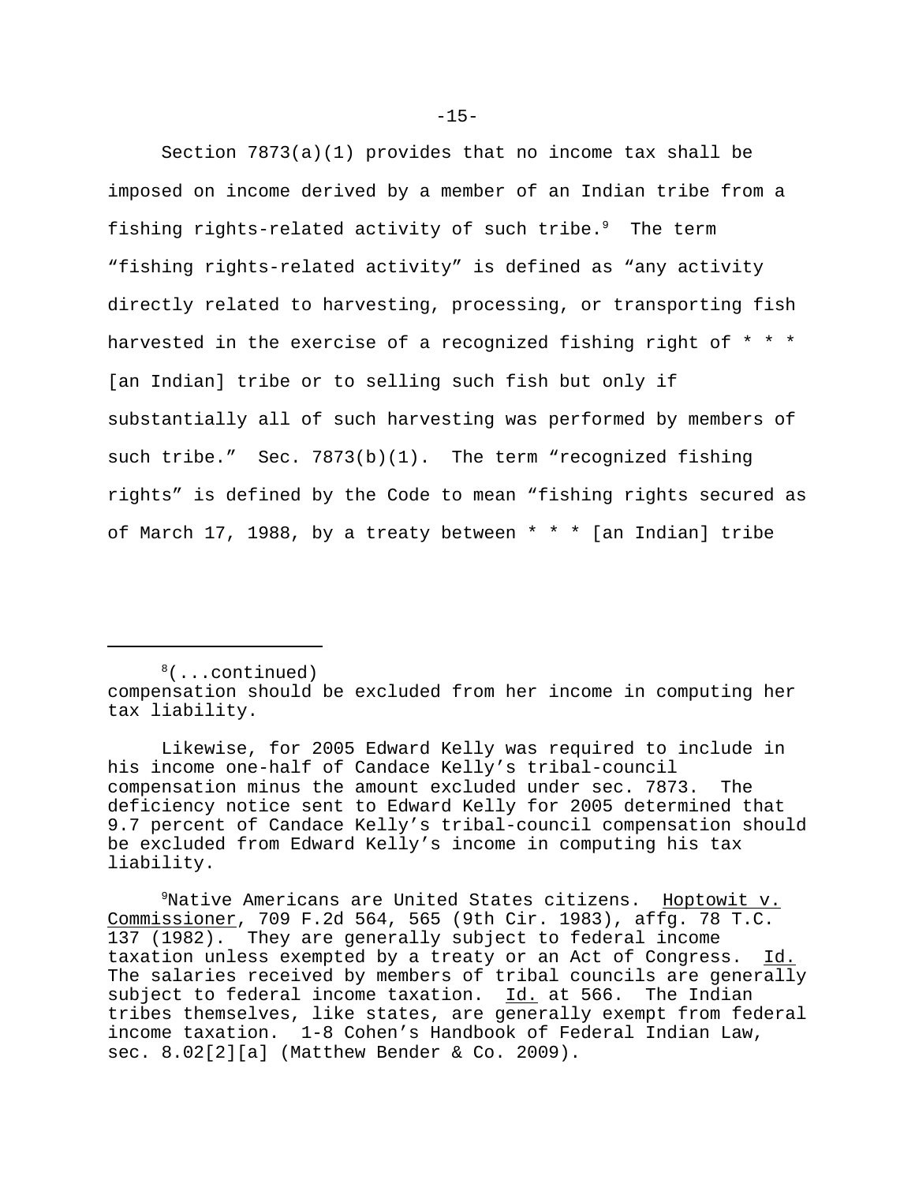Section 7873(a)(1) provides that no income tax shall be imposed on income derived by a member of an Indian tribe from a fishing rights-related activity of such tribe.[9] The term "fishing rights-related activity" is defined as "any activity directly related to harvesting, processing, or transporting fish harvested in the exercise of a recognized fishing right of * * * [an Indian] tribe or to selling such fish but only if substantially all of such harvesting was performed by members of such tribe." Sec. 7873(b)(1). The term "recognized fishing rights" is defined by the Code to mean "fishing rights secured as of March 17, 1988, by a treaty between * * * [an Indian] tribe

---

[8](...continued) compensation should be excluded from her income in computing her tax liability.

Likewise, for 2005 Edward Kelly was required to include in his income one-half of Candace Kelly's tribal-council compensation minus the amount excluded under sec. 7873. The deficiency notice sent to Edward Kelly for 2005 determined that 9.7 percent of Candace Kelly's tribal-council compensation should be excluded from Edward Kelly's income in computing his tax liability.

[9]Native Americans are United States citizens. Hoptowit v. Commissioner, 709 F.2d 564, 565 (9th Cir. 1983), affg. 78 T.C. 137 (1982). They are generally subject to federal income taxation unless exempted by a treaty or an Act of Congress. Id. The salaries received by members of tribal councils are generally subject to federal income taxation. Id. at 566. The Indian tribes themselves, like states, are generally exempt from federal income taxation. 1-8 Cohen's Handbook of Federal Indian Law, sec. 8.02[2][a] (Matthew Bender & Co. 2009).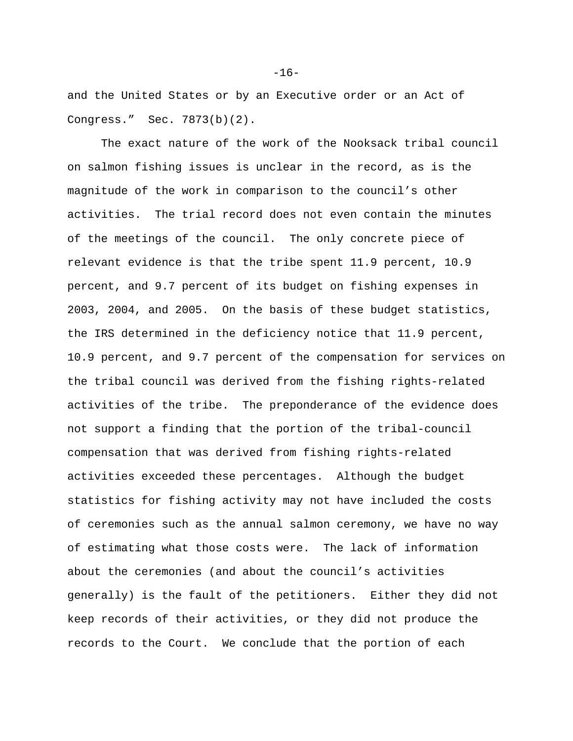and the United States or by an Executive order or an Act of Congress." Sec. 7873(b)(2).

The exact nature of the work of the Nooksack tribal council on salmon fishing issues is unclear in the record, as is the magnitude of the work in comparison to the council's other activities. The trial record does not even contain the minutes of the meetings of the council. The only concrete piece of relevant evidence is that the tribe spent 11.9 percent, 10.9 percent, and 9.7 percent of its budget on fishing expenses in 2003, 2004, and 2005. On the basis of these budget statistics, the IRS determined in the deficiency notice that 11.9 percent, 10.9 percent, and 9.7 percent of the compensation for services on the tribal council was derived from the fishing rights-related activities of the tribe. The preponderance of the evidence does not support a finding that the portion of the tribal-council compensation that was derived from fishing rights-related activities exceeded these percentages. Although the budget statistics for fishing activity may not have included the costs of ceremonies such as the annual salmon ceremony, we have no way of estimating what those costs were. The lack of information about the ceremonies (and about the council's activities generally) is the fault of the petitioners. Either they did not keep records of their activities, or they did not produce the records to the Court. We conclude that the portion of each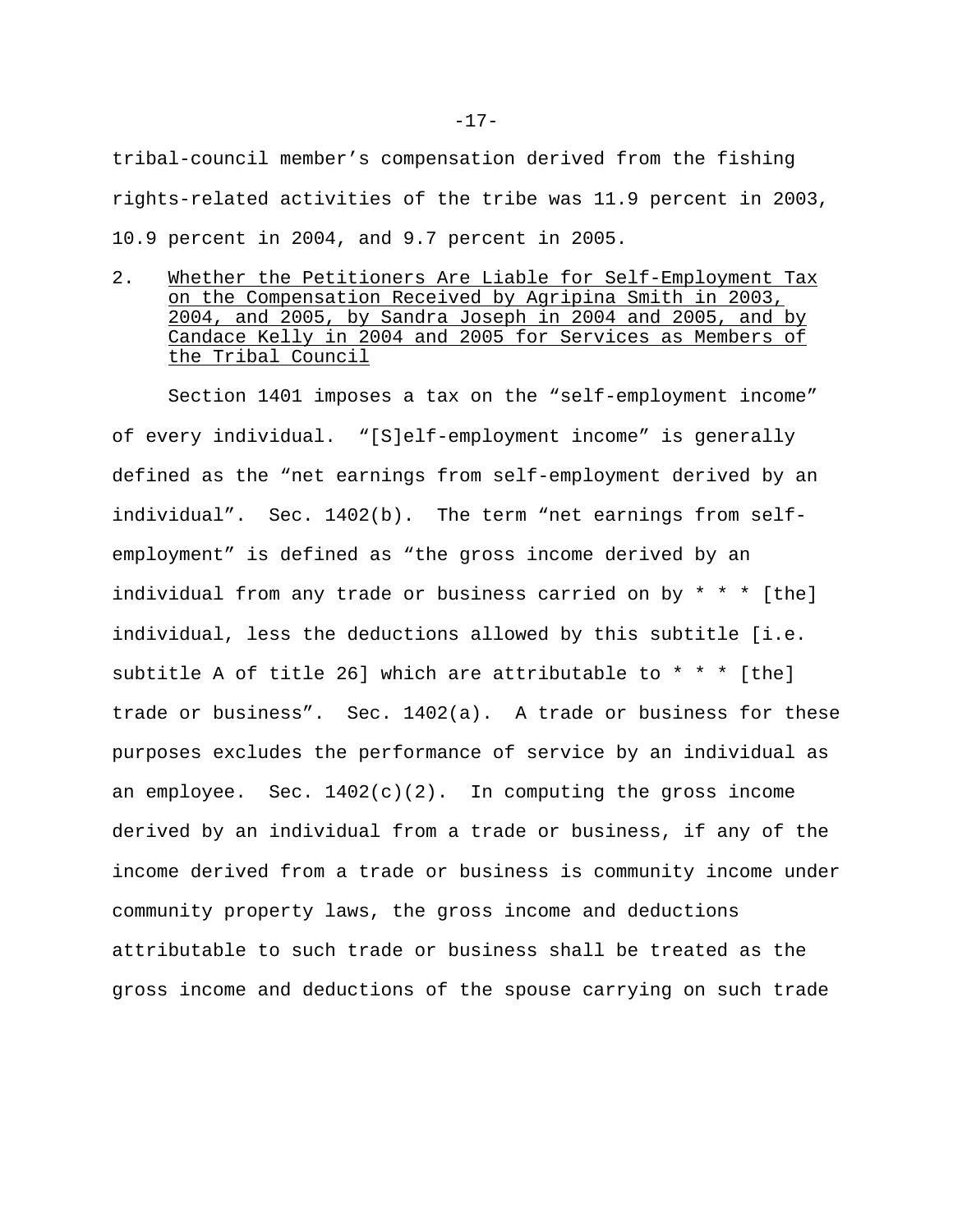tribal-council member’s compensation derived from the fishing rights-related activities of the tribe was 11.9 percent in 2003, 10.9 percent in 2004, and 9.7 percent in 2005.

## 2. Whether the Petitioners Are Liable for Self-Employment Tax on the Compensation Received by Agripina Smith in 2003, 2004, and 2005, by Sandra Joseph in 2004 and 2005, and by Candace Kelly in 2004 and 2005 for Services as Members of the Tribal Council

Section 1401 imposes a tax on the “self-employment income” of every individual. “[S]elf-employment income” is generally defined as the “net earnings from self-employment derived by an individual”. Sec. 1402(b). The term “net earnings from self-employment” is defined as “the gross income derived by an individual from any trade or business carried on by * * * [the] individual, less the deductions allowed by this subtitle [i.e. subtitle A of title 26] which are attributable to * * * [the] trade or business”. Sec. 1402(a). A trade or business for these purposes excludes the performance of service by an individual as an employee. Sec. 1402(c)(2). In computing the gross income derived by an individual from a trade or business, if any of the income derived from a trade or business is community income under community property laws, the gross income and deductions attributable to such trade or business shall be treated as the gross income and deductions of the spouse carrying on such trade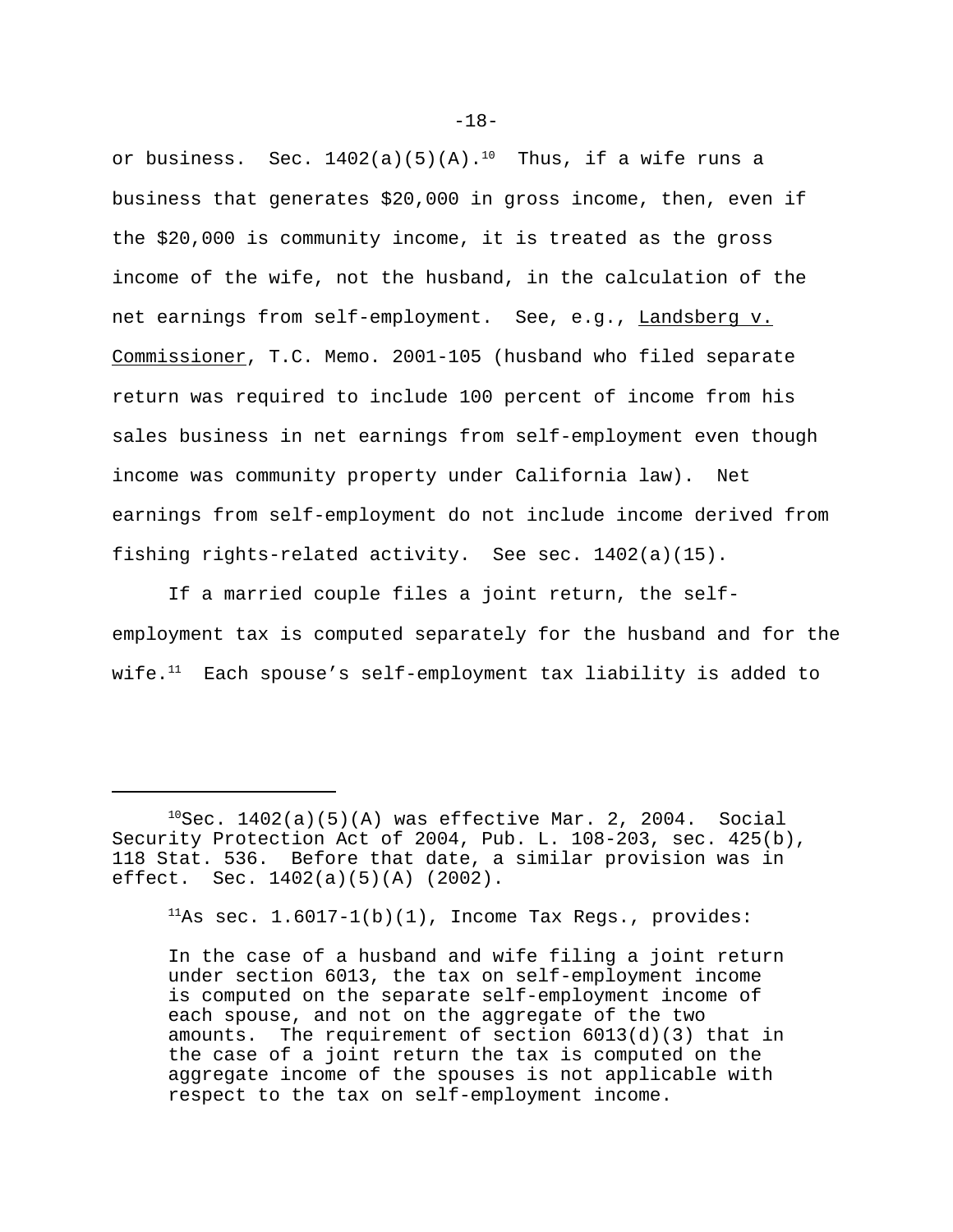or business. Sec. 1402(a)(5)(A).[10] Thus, if a wife runs a business that generates $20,000 in gross income, then, even if the $20,000 is community income, it is treated as the gross income of the wife, not the husband, in the calculation of the net earnings from self-employment. See, e.g., Landsberg v. Commissioner, T.C. Memo. 2001-105 (husband who filed separate return was required to include 100 percent of income from his sales business in net earnings from self-employment even though income was community property under California law). Net earnings from self-employment do not include income derived from fishing rights-related activity. See sec. 1402(a)(15).

If a married couple files a joint return, the self-employment tax is computed separately for the husband and for the wife.[11] Each spouse's self-employment tax liability is added to

---

[10]Sec. 1402(a)(5)(A) was effective Mar. 2, 2004. Social Security Protection Act of 2004, Pub. L. 108-203, sec. 425(b), 118 Stat. 536. Before that date, a similar provision was in effect. Sec. 1402(a)(5)(A) (2002).

[11]As sec. 1.6017-1(b)(1), Income Tax Regs., provides:

> In the case of a husband and wife filing a joint return under section 6013, the tax on self-employment income is computed on the separate self-employment income of each spouse, and not on the aggregate of the two amounts. The requirement of section 6013(d)(3) that in the case of a joint return the tax is computed on the aggregate income of the spouses is not applicable with respect to the tax on self-employment income.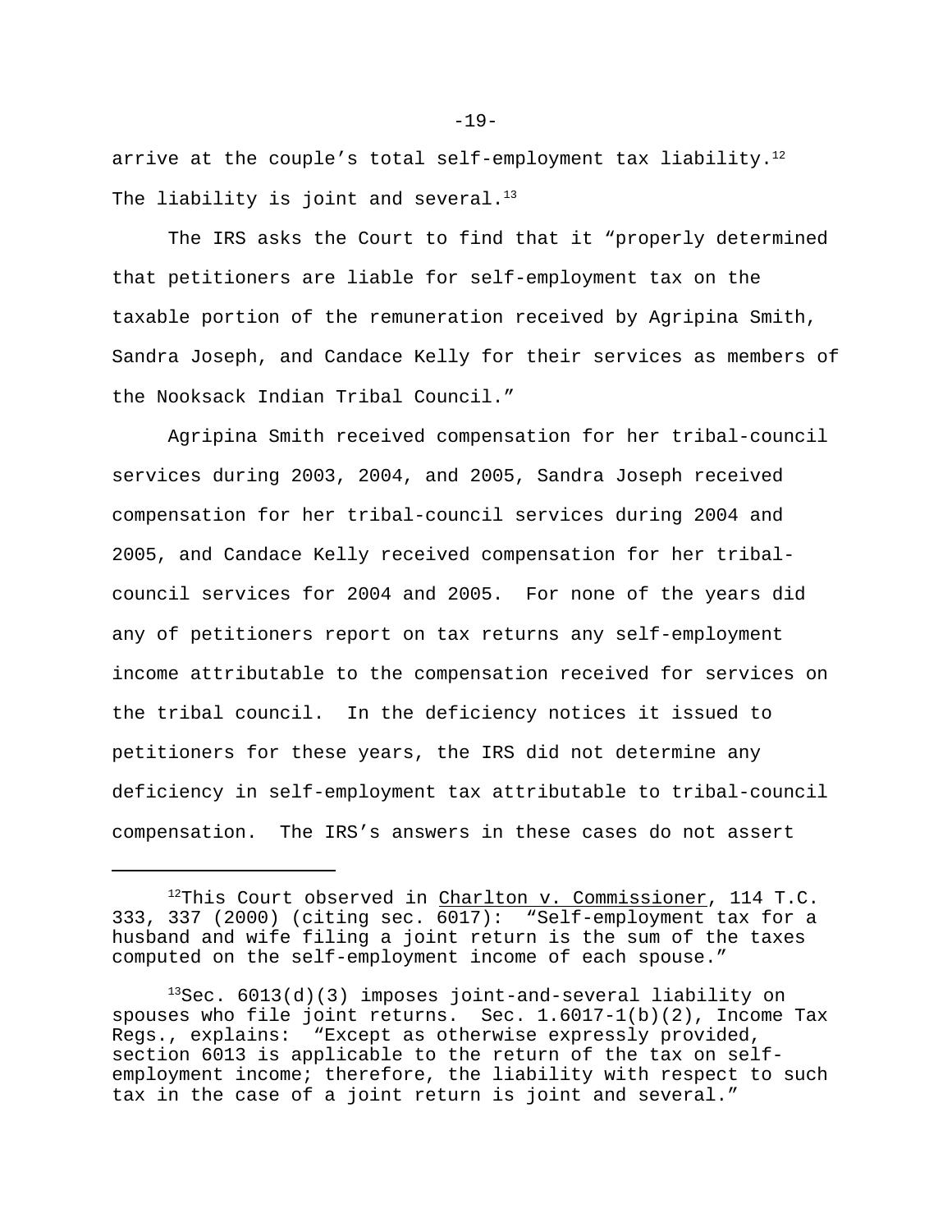arrive at the couple’s total self-employment tax liability.[12] The liability is joint and several.[13]

The IRS asks the Court to find that it “properly determined that petitioners are liable for self-employment tax on the taxable portion of the remuneration received by Agripina Smith, Sandra Joseph, and Candace Kelly for their services as members of the Nooksack Indian Tribal Council.”

Agripina Smith received compensation for her tribal-council services during 2003, 2004, and 2005, Sandra Joseph received compensation for her tribal-council services during 2004 and 2005, and Candace Kelly received compensation for her tribal-council services for 2004 and 2005. For none of the years did any of petitioners report on tax returns any self-employment income attributable to the compensation received for services on the tribal council. In the deficiency notices it issued to petitioners for these years, the IRS did not determine any deficiency in self-employment tax attributable to tribal-council compensation. The IRS’s answers in these cases do not assert

---

[12]This Court observed in Charlton v. Commissioner, 114 T.C. 333, 337 (2000) (citing sec. 6017): “Self-employment tax for a husband and wife filing a joint return is the sum of the taxes computed on the self-employment income of each spouse.”

[13]Sec. 6013(d)(3) imposes joint-and-several liability on spouses who file joint returns. Sec. 1.6017-1(b)(2), Income Tax Regs., explains: “Except as otherwise expressly provided, section 6013 is applicable to the return of the tax on self-employment income; therefore, the liability with respect to such tax in the case of a joint return is joint and several.”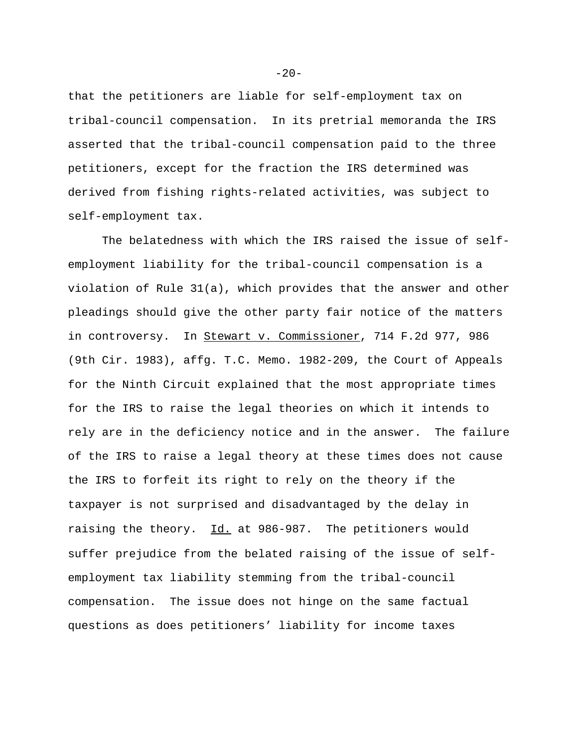that the petitioners are liable for self-employment tax on tribal-council compensation. In its pretrial memoranda the IRS asserted that the tribal-council compensation paid to the three petitioners, except for the fraction the IRS determined was derived from fishing rights-related activities, was subject to self-employment tax.

The belatedness with which the IRS raised the issue of self-employment liability for the tribal-council compensation is a violation of Rule 31(a), which provides that the answer and other pleadings should give the other party fair notice of the matters in controversy. In Stewart v. Commissioner, 714 F.2d 977, 986 (9th Cir. 1983), affg. T.C. Memo. 1982-209, the Court of Appeals for the Ninth Circuit explained that the most appropriate times for the IRS to raise the legal theories on which it intends to rely are in the deficiency notice and in the answer. The failure of the IRS to raise a legal theory at these times does not cause the IRS to forfeit its right to rely on the theory if the taxpayer is not surprised and disadvantaged by the delay in raising the theory. Id. at 986-987. The petitioners would suffer prejudice from the belated raising of the issue of self-employment tax liability stemming from the tribal-council compensation. The issue does not hinge on the same factual questions as does petitioners' liability for income taxes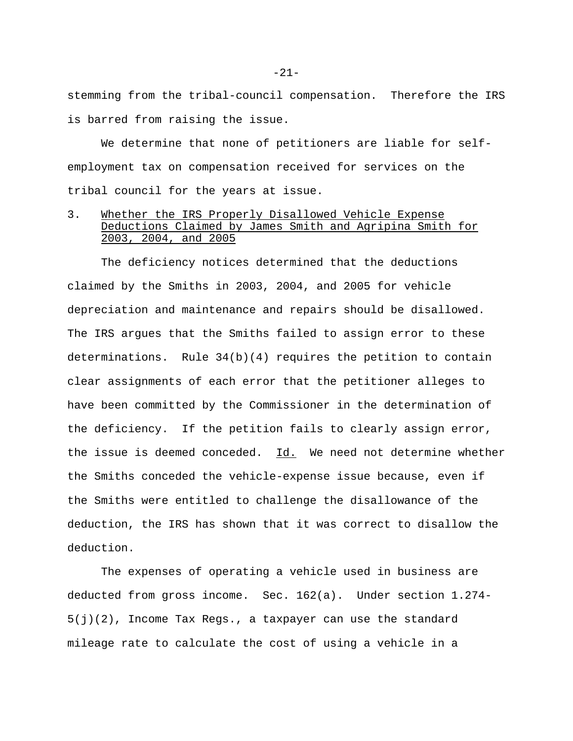stemming from the tribal-council compensation. Therefore the IRS is barred from raising the issue.

We determine that none of petitioners are liable for self-employment tax on compensation received for services on the tribal council for the years at issue.

### 3. Whether the IRS Properly Disallowed Vehicle Expense Deductions Claimed by James Smith and Agripina Smith for 2003, 2004, and 2005

The deficiency notices determined that the deductions claimed by the Smiths in 2003, 2004, and 2005 for vehicle depreciation and maintenance and repairs should be disallowed. The IRS argues that the Smiths failed to assign error to these determinations. Rule 34(b)(4) requires the petition to contain clear assignments of each error that the petitioner alleges to have been committed by the Commissioner in the determination of the deficiency. If the petition fails to clearly assign error, the issue is deemed conceded. Id. We need not determine whether the Smiths conceded the vehicle-expense issue because, even if the Smiths were entitled to challenge the disallowance of the deduction, the IRS has shown that it was correct to disallow the deduction.

The expenses of operating a vehicle used in business are deducted from gross income. Sec. 162(a). Under section 1.274-5(j)(2), Income Tax Regs., a taxpayer can use the standard mileage rate to calculate the cost of using a vehicle in a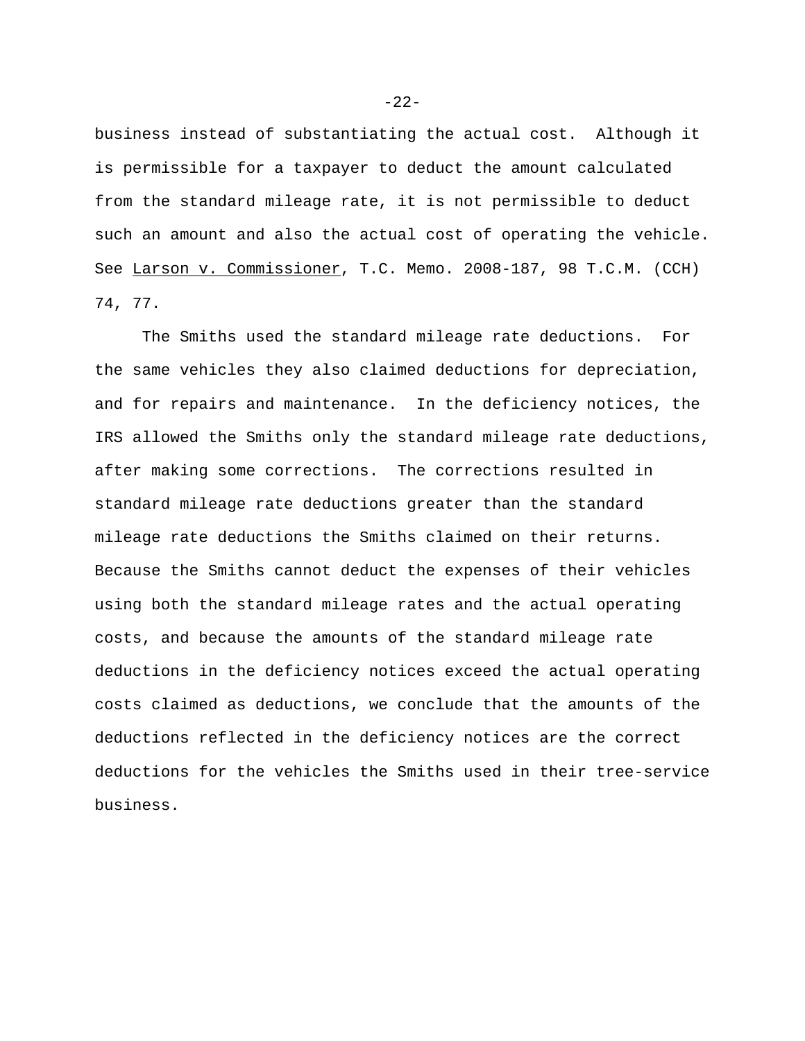business instead of substantiating the actual cost. Although it is permissible for a taxpayer to deduct the amount calculated from the standard mileage rate, it is not permissible to deduct such an amount and also the actual cost of operating the vehicle. See Larson v. Commissioner, T.C. Memo. 2008-187, 98 T.C.M. (CCH) 74, 77.

The Smiths used the standard mileage rate deductions. For the same vehicles they also claimed deductions for depreciation, and for repairs and maintenance. In the deficiency notices, the IRS allowed the Smiths only the standard mileage rate deductions, after making some corrections. The corrections resulted in standard mileage rate deductions greater than the standard mileage rate deductions the Smiths claimed on their returns. Because the Smiths cannot deduct the expenses of their vehicles using both the standard mileage rates and the actual operating costs, and because the amounts of the standard mileage rate deductions in the deficiency notices exceed the actual operating costs claimed as deductions, we conclude that the amounts of the deductions reflected in the deficiency notices are the correct deductions for the vehicles the Smiths used in their tree-service business.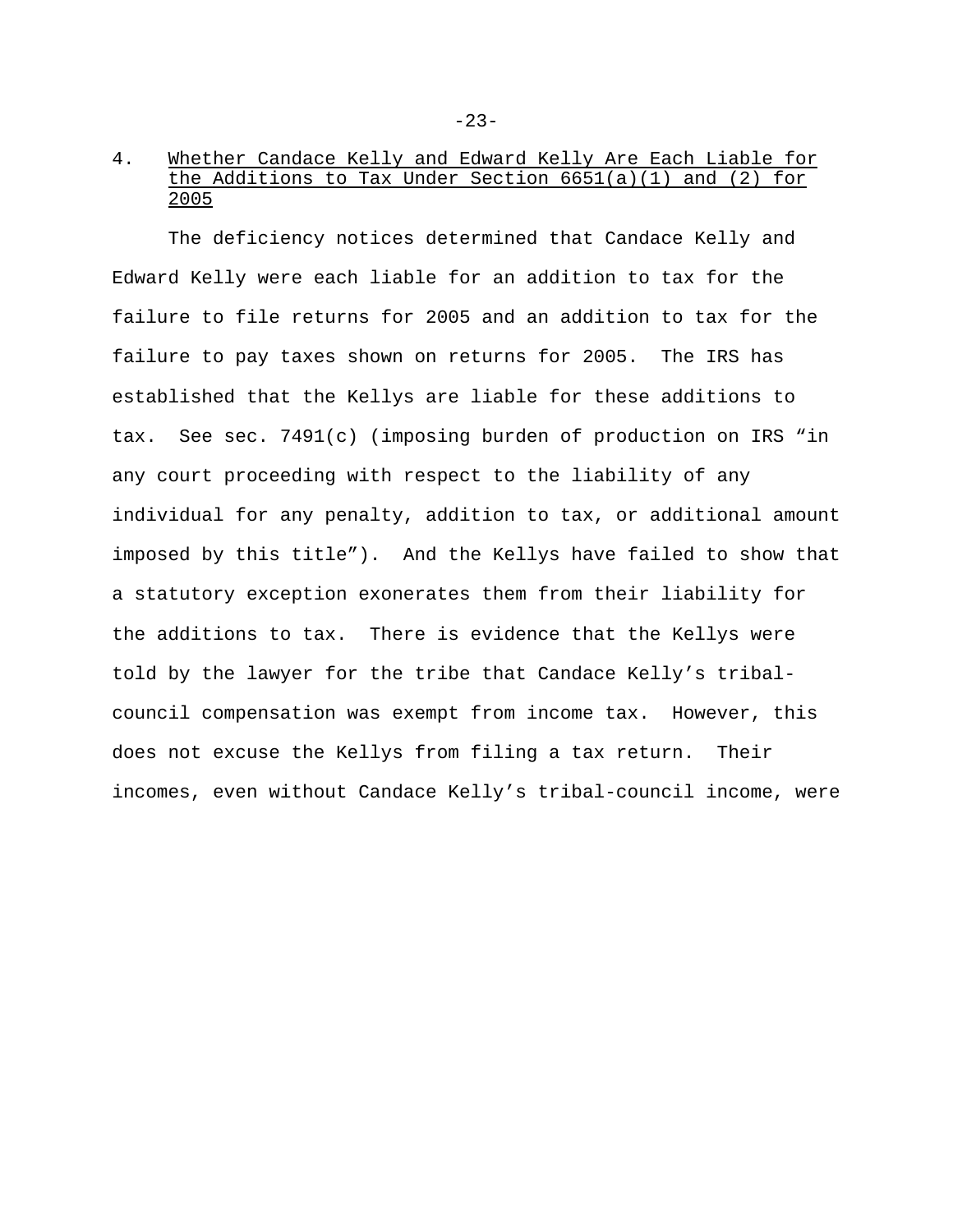4. Whether Candace Kelly and Edward Kelly Are Each Liable for the Additions to Tax Under Section 6651(a)(1) and (2) for 2005

The deficiency notices determined that Candace Kelly and Edward Kelly were each liable for an addition to tax for the failure to file returns for 2005 and an addition to tax for the failure to pay taxes shown on returns for 2005. The IRS has established that the Kellys are liable for these additions to tax. See sec. 7491(c) (imposing burden of production on IRS "in any court proceeding with respect to the liability of any individual for any penalty, addition to tax, or additional amount imposed by this title"). And the Kellys have failed to show that a statutory exception exonerates them from their liability for the additions to tax. There is evidence that the Kellys were told by the lawyer for the tribe that Candace Kelly's tribal-council compensation was exempt from income tax. However, this does not excuse the Kellys from filing a tax return. Their incomes, even without Candace Kelly's tribal-council income, were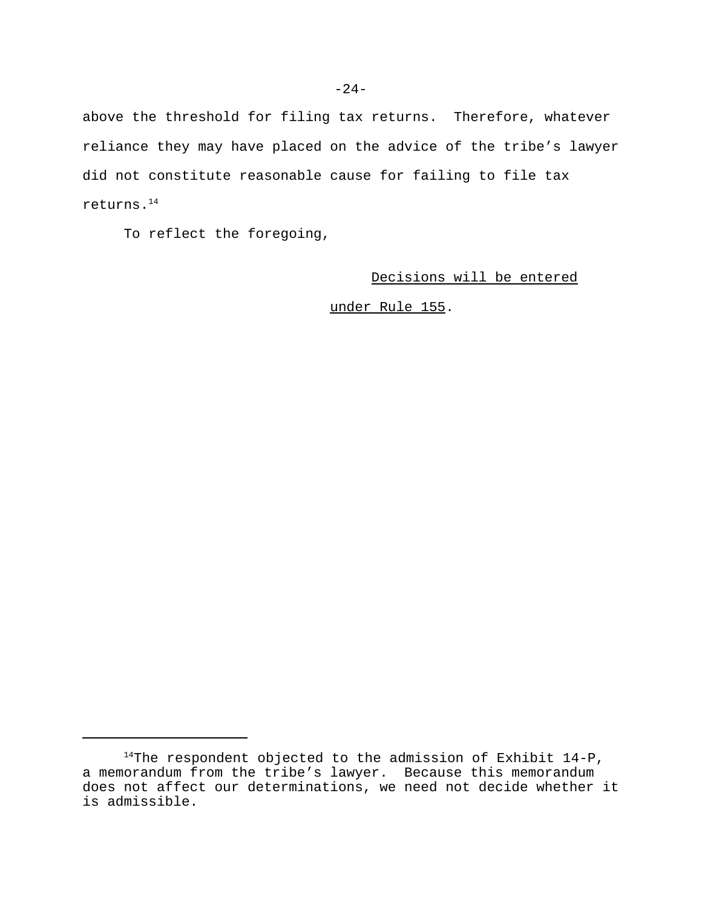above the threshold for filing tax returns. Therefore, whatever reliance they may have placed on the advice of the tribe's lawyer did not constitute reasonable cause for failing to file tax returns.[14]

To reflect the foregoing,

Decisions will be entered under Rule 155.

---

[14] The respondent objected to the admission of Exhibit 14-P, a memorandum from the tribe's lawyer. Because this memorandum does not affect our determinations, we need not decide whether it is admissible.